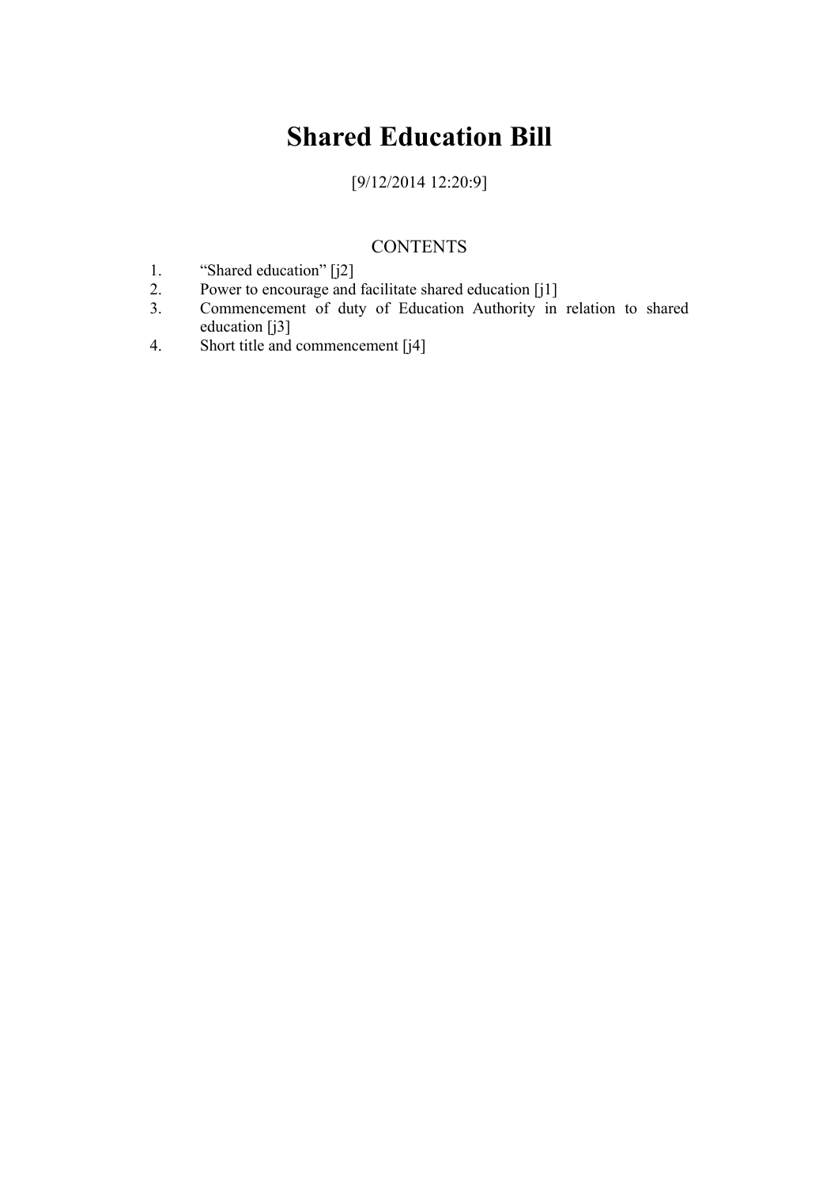# Shared Education Bill

[9/12/2014 12:20:9]

## CONTENTS

1. “Shared education” [j2]
2. Power to encourage and facilitate shared education [j1]
3. Commencement of duty of Education Authority in relation to shared education [j3]
4. Short title and commencement [j4]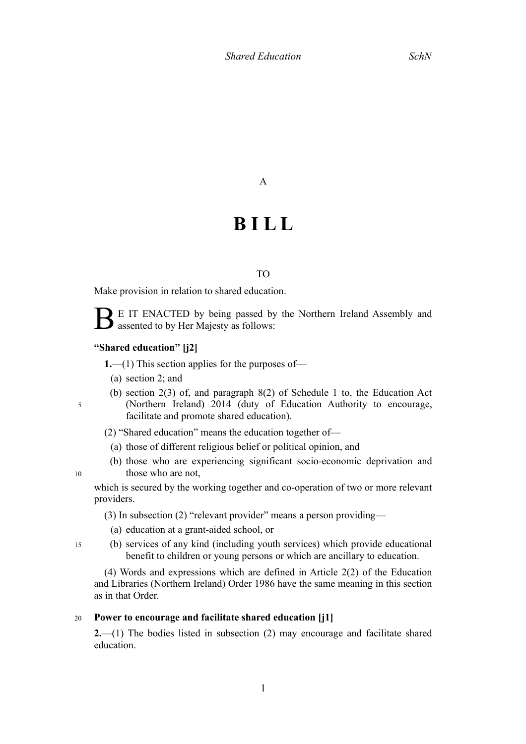A

# B I L L

TO

Make provision in relation to shared education.

BE IT ENACTED by being passed by the Northern Ireland Assembly and assented to by Her Majesty as follows:

### "Shared education" [j2]

**1.**—(1) This section applies for the purposes of—

(a) section 2; and

(b) section 2(3) of, and paragraph 8(2) of Schedule 1 to, the Education Act (Northern Ireland) 2014 (duty of Education Authority to encourage, facilitate and promote shared education).

(2) "Shared education" means the education together of—

(a) those of different religious belief or political opinion, and

(b) those who are experiencing significant socio-economic deprivation and those who are not,

which is secured by the working together and co-operation of two or more relevant providers.

(3) In subsection (2) "relevant provider" means a person providing—

(a) education at a grant-aided school, or

(b) services of any kind (including youth services) which provide educational benefit to children or young persons or which are ancillary to education.

(4) Words and expressions which are defined in Article 2(2) of the Education and Libraries (Northern Ireland) Order 1986 have the same meaning in this section as in that Order.

### Power to encourage and facilitate shared education [j1]

**2.**—(1) The bodies listed in subsection (2) may encourage and facilitate shared education.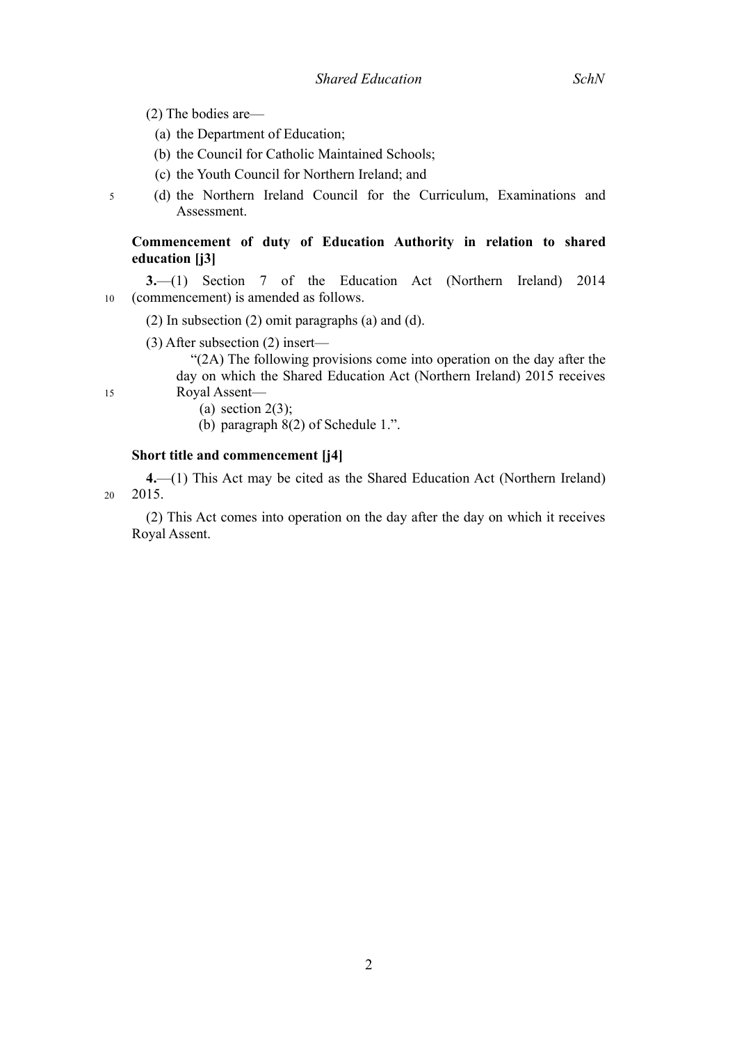(2) The bodies are—

(a) the Department of Education;

(b) the Council for Catholic Maintained Schools;

(c) the Youth Council for Northern Ireland; and

(d) the Northern Ireland Council for the Curriculum, Examinations and Assessment.

**Commencement of duty of Education Authority in relation to shared education [j3]**

**3.**—(1) Section 7 of the Education Act (Northern Ireland) 2014 (commencement) is amended as follows.

(2) In subsection (2) omit paragraphs (a) and (d).

(3) After subsection (2) insert—

"(2A) The following provisions come into operation on the day after the day on which the Shared Education Act (Northern Ireland) 2015 receives Royal Assent—

(a) section 2(3);

(b) paragraph 8(2) of Schedule 1.".

**Short title and commencement [j4]**

**4.**—(1) This Act may be cited as the Shared Education Act (Northern Ireland) 2015.

(2) This Act comes into operation on the day after the day on which it receives Royal Assent.